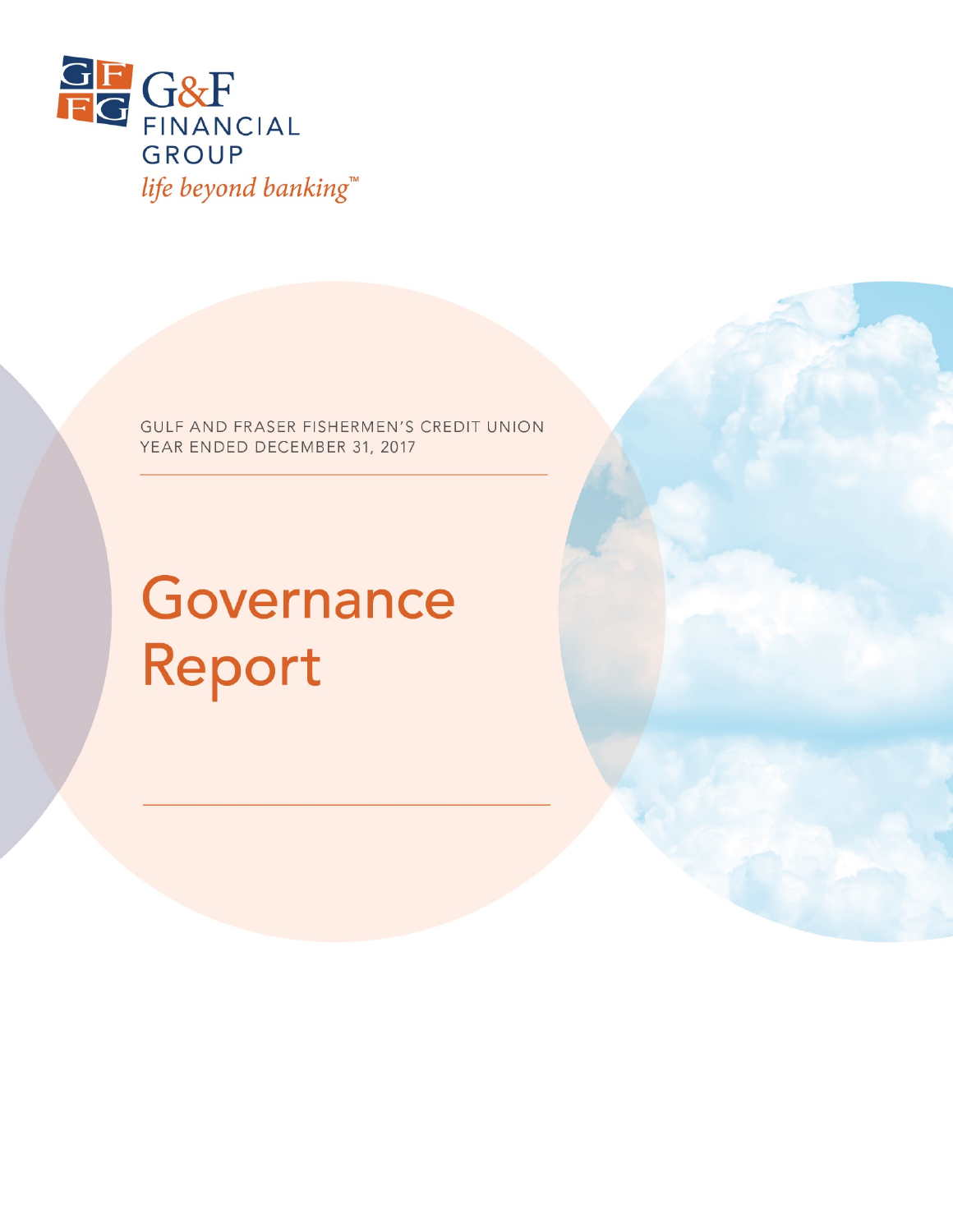G&F FINANCIAL GROUP

*life beyond banking™*

GULF AND FRASER FISHERMEN'S CREDIT UNION
YEAR ENDED DECEMBER 31, 2017

# Governance Report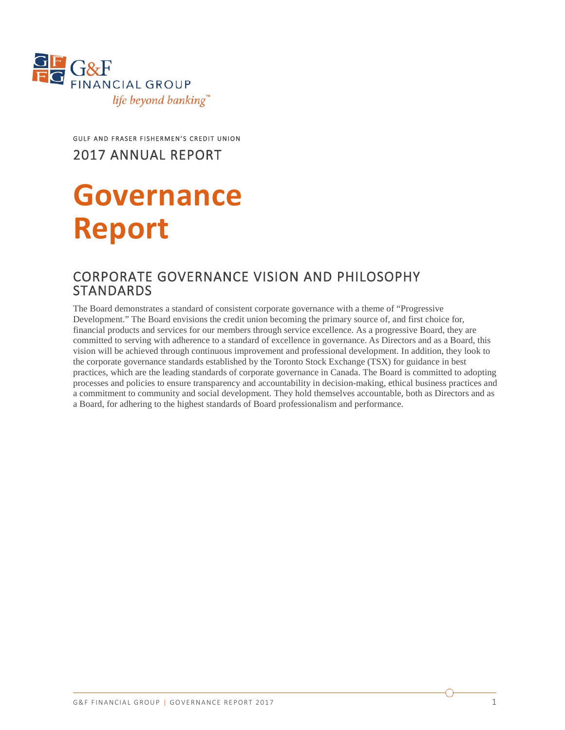G&F FINANCIAL GROUP

*life beyond banking™*

GULF AND FRASER FISHERMEN'S CREDIT UNION

2017 ANNUAL REPORT

# Governance Report

## CORPORATE GOVERNANCE VISION AND PHILOSOPHY STANDARDS

The Board demonstrates a standard of consistent corporate governance with a theme of "Progressive Development." The Board envisions the credit union becoming the primary source of, and first choice for, financial products and services for our members through service excellence. As a progressive Board, they are committed to serving with adherence to a standard of excellence in governance. As Directors and as a Board, this vision will be achieved through continuous improvement and professional development. In addition, they look to the corporate governance standards established by the Toronto Stock Exchange (TSX) for guidance in best practices, which are the leading standards of corporate governance in Canada. The Board is committed to adopting processes and policies to ensure transparency and accountability in decision-making, ethical business practices and a commitment to community and social development. They hold themselves accountable, both as Directors and as a Board, for adhering to the highest standards of Board professionalism and performance.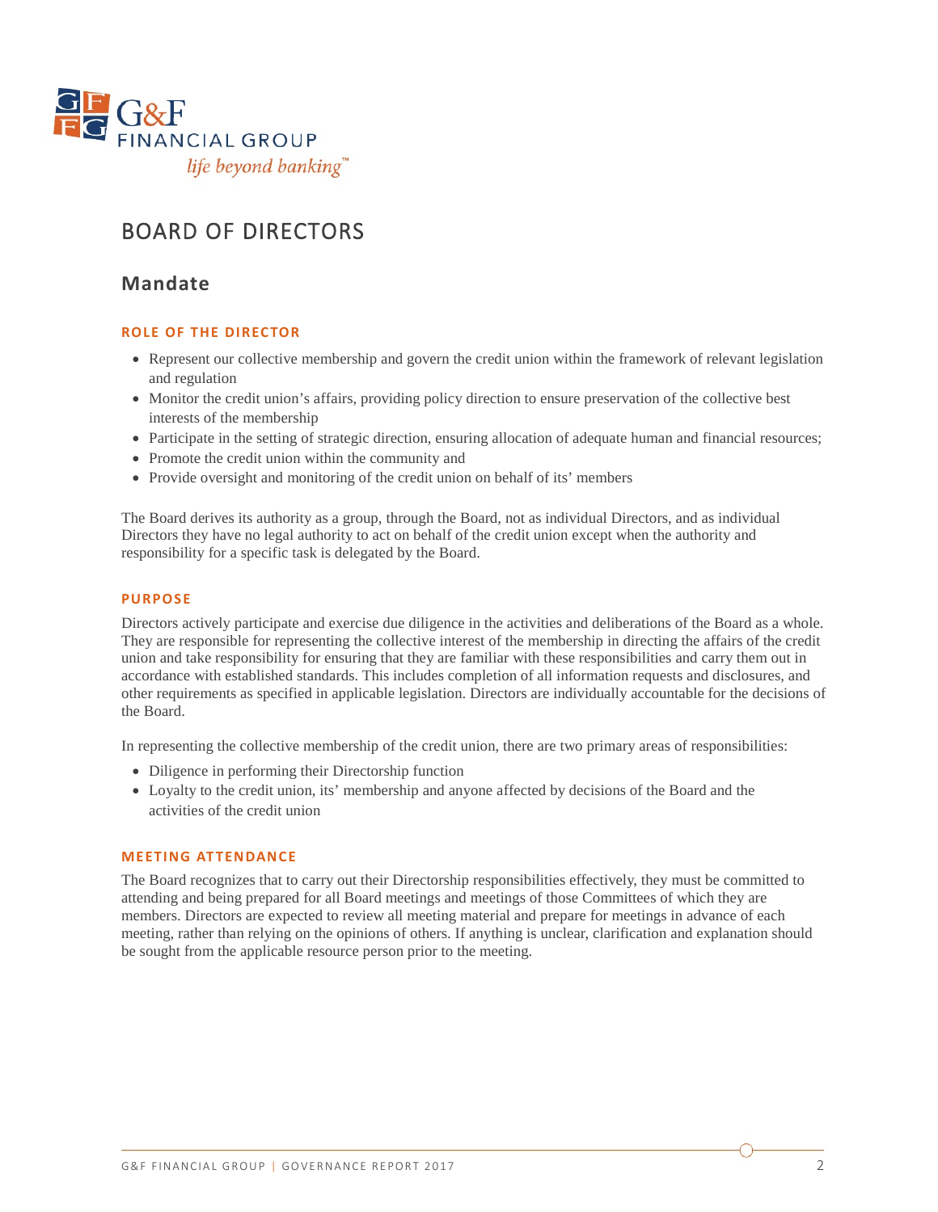# BOARD OF DIRECTORS

## Mandate

### ROLE OF THE DIRECTOR

- Represent our collective membership and govern the credit union within the framework of relevant legislation and regulation
- Monitor the credit union's affairs, providing policy direction to ensure preservation of the collective best interests of the membership
- Participate in the setting of strategic direction, ensuring allocation of adequate human and financial resources;
- Promote the credit union within the community and
- Provide oversight and monitoring of the credit union on behalf of its' members

The Board derives its authority as a group, through the Board, not as individual Directors, and as individual Directors they have no legal authority to act on behalf of the credit union except when the authority and responsibility for a specific task is delegated by the Board.

### PURPOSE

Directors actively participate and exercise due diligence in the activities and deliberations of the Board as a whole. They are responsible for representing the collective interest of the membership in directing the affairs of the credit union and take responsibility for ensuring that they are familiar with these responsibilities and carry them out in accordance with established standards. This includes completion of all information requests and disclosures, and other requirements as specified in applicable legislation. Directors are individually accountable for the decisions of the Board.

In representing the collective membership of the credit union, there are two primary areas of responsibilities:

- Diligence in performing their Directorship function
- Loyalty to the credit union, its' membership and anyone affected by decisions of the Board and the activities of the credit union

### MEETING ATTENDANCE

The Board recognizes that to carry out their Directorship responsibilities effectively, they must be committed to attending and being prepared for all Board meetings and meetings of those Committees of which they are members. Directors are expected to review all meeting material and prepare for meetings in advance of each meeting, rather than relying on the opinions of others. If anything is unclear, clarification and explanation should be sought from the applicable resource person prior to the meeting.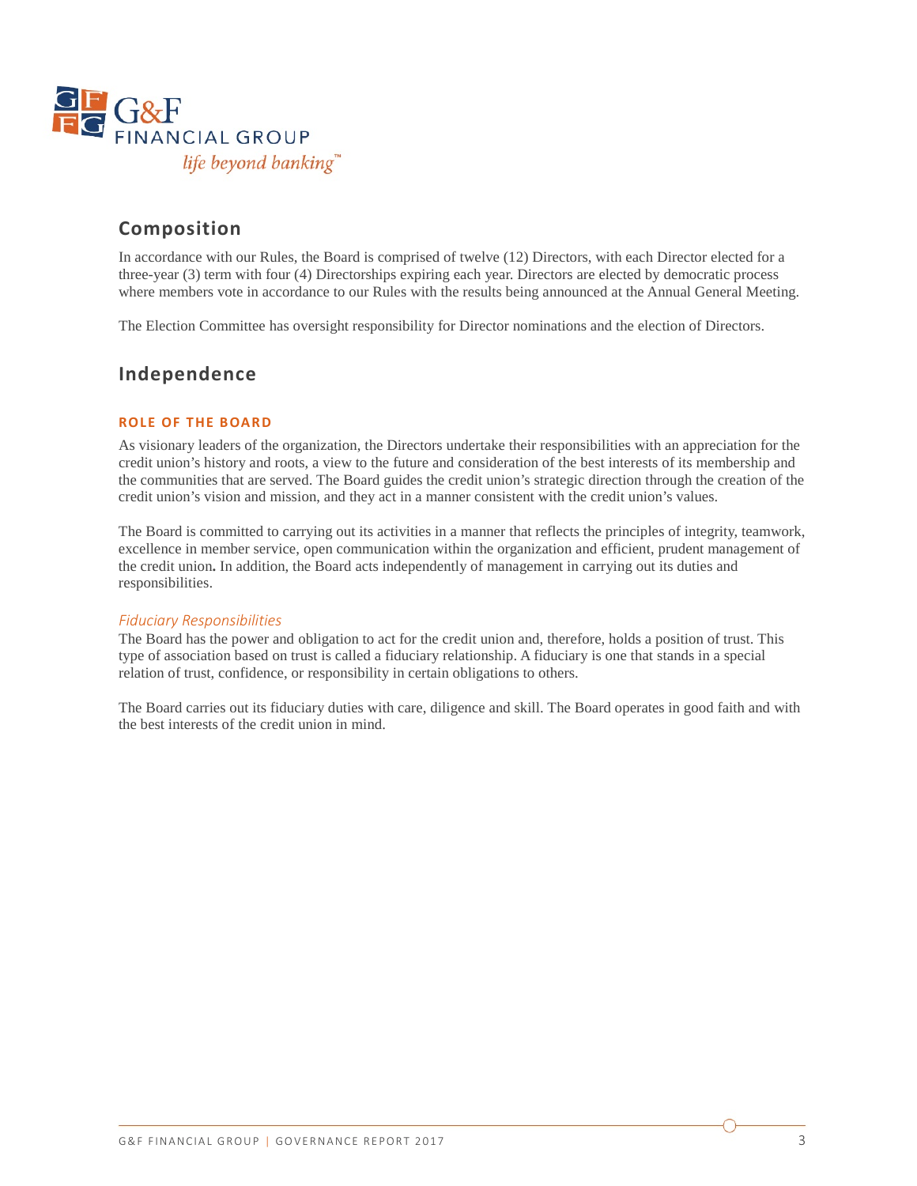## Composition

In accordance with our Rules, the Board is comprised of twelve (12) Directors, with each Director elected for a three-year (3) term with four (4) Directorships expiring each year. Directors are elected by democratic process where members vote in accordance to our Rules with the results being announced at the Annual General Meeting.

The Election Committee has oversight responsibility for Director nominations and the election of Directors.

## Independence

### ROLE OF THE BOARD

As visionary leaders of the organization, the Directors undertake their responsibilities with an appreciation for the credit union's history and roots, a view to the future and consideration of the best interests of its membership and the communities that are served. The Board guides the credit union's strategic direction through the creation of the credit union's vision and mission, and they act in a manner consistent with the credit union's values.

The Board is committed to carrying out its activities in a manner that reflects the principles of integrity, teamwork, excellence in member service, open communication within the organization and efficient, prudent management of the credit union**.** In addition, the Board acts independently of management in carrying out its duties and responsibilities.

*Fiduciary Responsibilities*

The Board has the power and obligation to act for the credit union and, therefore, holds a position of trust. This type of association based on trust is called a fiduciary relationship. A fiduciary is one that stands in a special relation of trust, confidence, or responsibility in certain obligations to others.

The Board carries out its fiduciary duties with care, diligence and skill. The Board operates in good faith and with the best interests of the credit union in mind.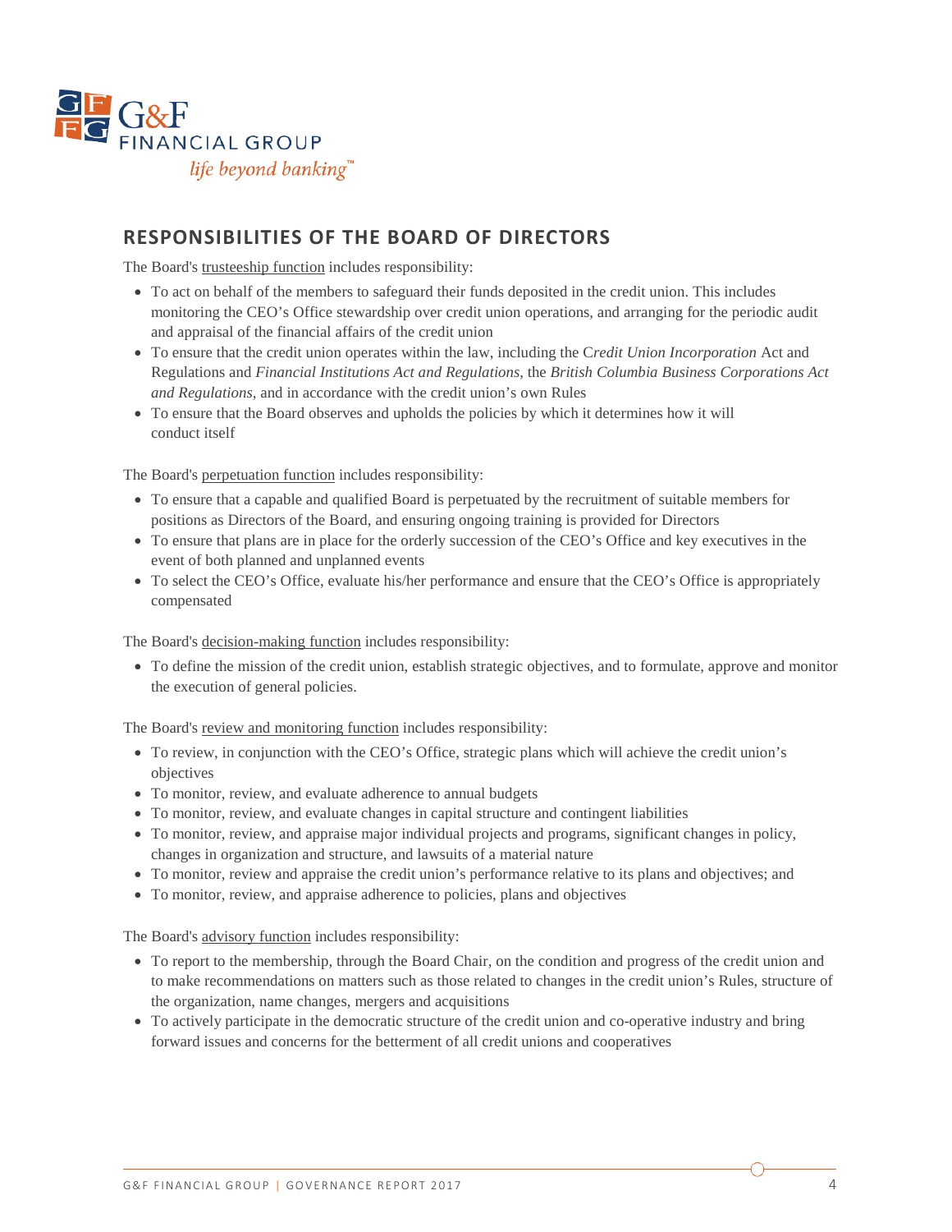## RESPONSIBILITIES OF THE BOARD OF DIRECTORS

The Board's trusteeship function includes responsibility:

- To act on behalf of the members to safeguard their funds deposited in the credit union. This includes monitoring the CEO's Office stewardship over credit union operations, and arranging for the periodic audit and appraisal of the financial affairs of the credit union
- To ensure that the credit union operates within the law, including the C*redit Union Incorporation* Act and Regulations and *Financial Institutions Act and Regulations*, the *British Columbia Business Corporations Act and Regulations*, and in accordance with the credit union's own Rules
- To ensure that the Board observes and upholds the policies by which it determines how it will conduct itself

The Board's perpetuation function includes responsibility:

- To ensure that a capable and qualified Board is perpetuated by the recruitment of suitable members for positions as Directors of the Board, and ensuring ongoing training is provided for Directors
- To ensure that plans are in place for the orderly succession of the CEO's Office and key executives in the event of both planned and unplanned events
- To select the CEO's Office, evaluate his/her performance and ensure that the CEO's Office is appropriately compensated

The Board's decision-making function includes responsibility:

- To define the mission of the credit union, establish strategic objectives, and to formulate, approve and monitor the execution of general policies.

The Board's review and monitoring function includes responsibility:

- To review, in conjunction with the CEO's Office, strategic plans which will achieve the credit union's objectives
- To monitor, review, and evaluate adherence to annual budgets
- To monitor, review, and evaluate changes in capital structure and contingent liabilities
- To monitor, review, and appraise major individual projects and programs, significant changes in policy, changes in organization and structure, and lawsuits of a material nature
- To monitor, review and appraise the credit union's performance relative to its plans and objectives; and
- To monitor, review, and appraise adherence to policies, plans and objectives

The Board's advisory function includes responsibility:

- To report to the membership, through the Board Chair, on the condition and progress of the credit union and to make recommendations on matters such as those related to changes in the credit union's Rules, structure of the organization, name changes, mergers and acquisitions
- To actively participate in the democratic structure of the credit union and co-operative industry and bring forward issues and concerns for the betterment of all credit unions and cooperatives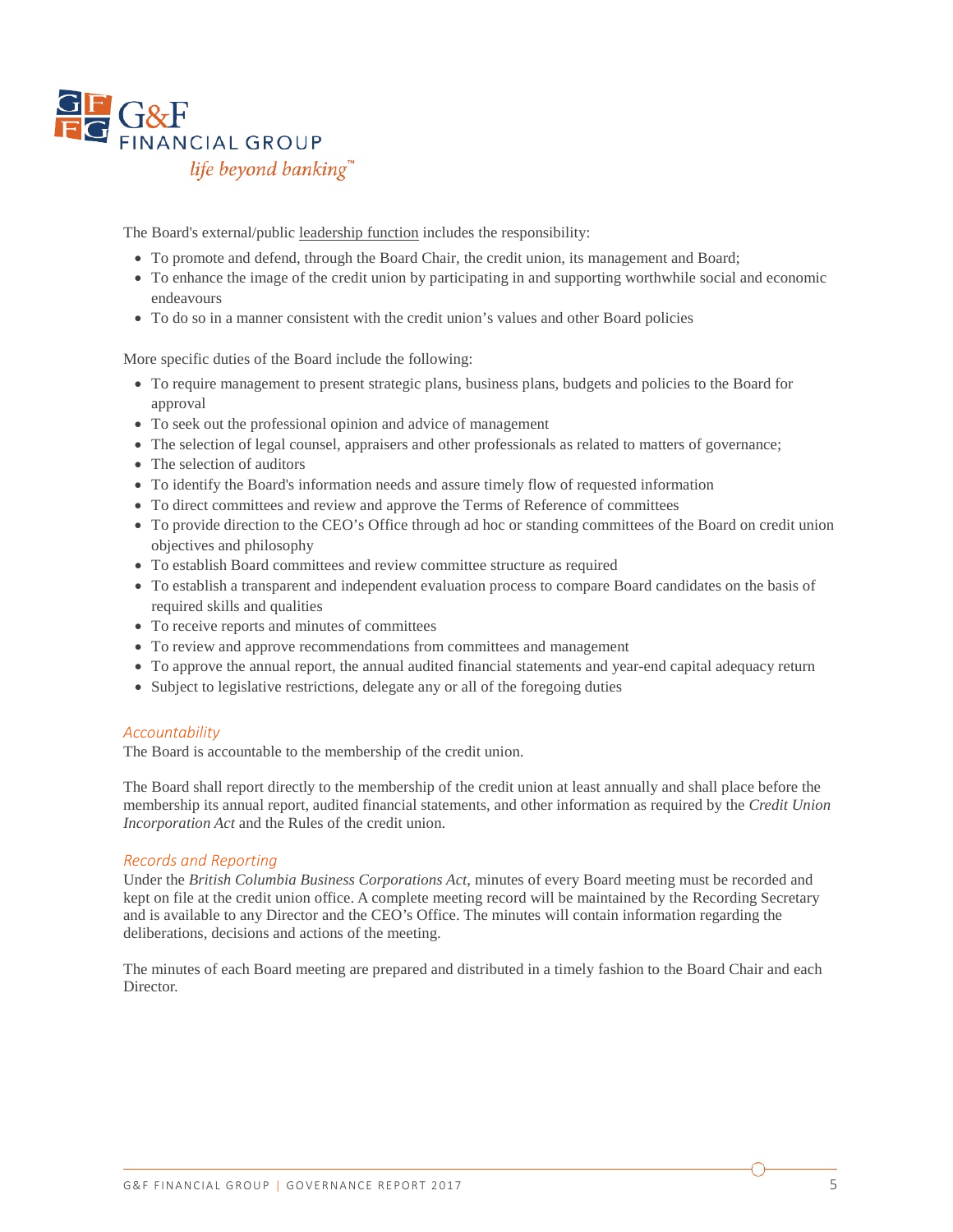The Board's external/public leadership function includes the responsibility:

- To promote and defend, through the Board Chair, the credit union, its management and Board;
- To enhance the image of the credit union by participating in and supporting worthwhile social and economic endeavours
- To do so in a manner consistent with the credit union's values and other Board policies

More specific duties of the Board include the following:

- To require management to present strategic plans, business plans, budgets and policies to the Board for approval
- To seek out the professional opinion and advice of management
- The selection of legal counsel, appraisers and other professionals as related to matters of governance;
- The selection of auditors
- To identify the Board's information needs and assure timely flow of requested information
- To direct committees and review and approve the Terms of Reference of committees
- To provide direction to the CEO's Office through ad hoc or standing committees of the Board on credit union objectives and philosophy
- To establish Board committees and review committee structure as required
- To establish a transparent and independent evaluation process to compare Board candidates on the basis of required skills and qualities
- To receive reports and minutes of committees
- To review and approve recommendations from committees and management
- To approve the annual report, the annual audited financial statements and year-end capital adequacy return
- Subject to legislative restrictions, delegate any or all of the foregoing duties

### *Accountability*

The Board is accountable to the membership of the credit union.

The Board shall report directly to the membership of the credit union at least annually and shall place before the membership its annual report, audited financial statements, and other information as required by the *Credit Union Incorporation Act* and the Rules of the credit union.

### *Records and Reporting*

Under the *British Columbia Business Corporations Act*, minutes of every Board meeting must be recorded and kept on file at the credit union office. A complete meeting record will be maintained by the Recording Secretary and is available to any Director and the CEO's Office. The minutes will contain information regarding the deliberations, decisions and actions of the meeting.

The minutes of each Board meeting are prepared and distributed in a timely fashion to the Board Chair and each Director.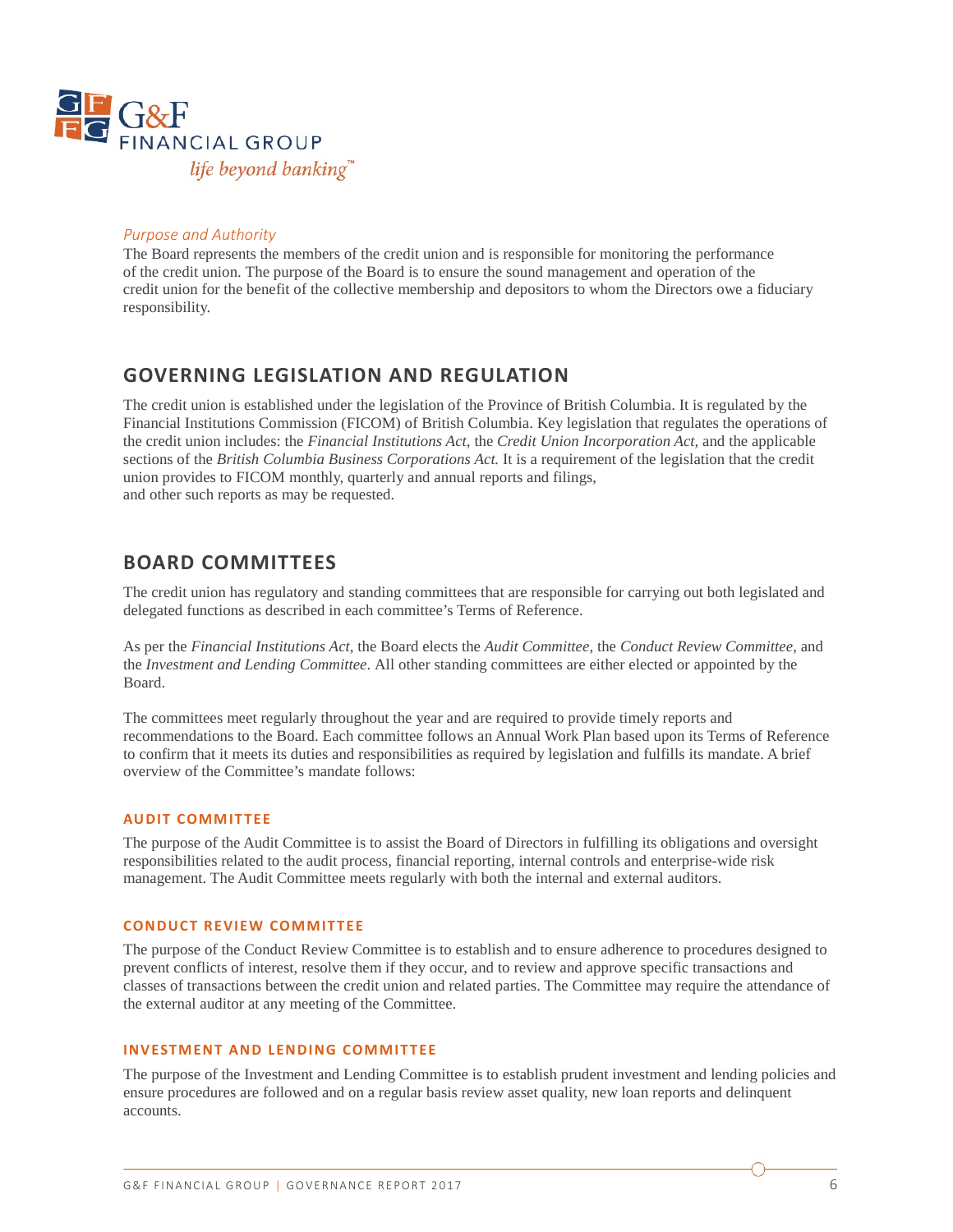*Purpose and Authority*

The Board represents the members of the credit union and is responsible for monitoring the performance of the credit union. The purpose of the Board is to ensure the sound management and operation of the credit union for the benefit of the collective membership and depositors to whom the Directors owe a fiduciary responsibility.

## GOVERNING LEGISLATION AND REGULATION

The credit union is established under the legislation of the Province of British Columbia. It is regulated by the Financial Institutions Commission (FICOM) of British Columbia. Key legislation that regulates the operations of the credit union includes: the *Financial Institutions Act,* the *Credit Union Incorporation Act,* and the applicable sections of the *British Columbia Business Corporations Act.* It is a requirement of the legislation that the credit union provides to FICOM monthly, quarterly and annual reports and filings, and other such reports as may be requested.

## BOARD COMMITTEES

The credit union has regulatory and standing committees that are responsible for carrying out both legislated and delegated functions as described in each committee's Terms of Reference.

As per the *Financial Institutions Act,* the Board elects the *Audit Committee,* the *Conduct Review Committee,* and the *Investment and Lending Committee*. All other standing committees are either elected or appointed by the Board.

The committees meet regularly throughout the year and are required to provide timely reports and recommendations to the Board. Each committee follows an Annual Work Plan based upon its Terms of Reference to confirm that it meets its duties and responsibilities as required by legislation and fulfills its mandate. A brief overview of the Committee's mandate follows:

### AUDIT COMMITTEE

The purpose of the Audit Committee is to assist the Board of Directors in fulfilling its obligations and oversight responsibilities related to the audit process, financial reporting, internal controls and enterprise-wide risk management. The Audit Committee meets regularly with both the internal and external auditors.

### CONDUCT REVIEW COMMITTEE

The purpose of the Conduct Review Committee is to establish and to ensure adherence to procedures designed to prevent conflicts of interest, resolve them if they occur, and to review and approve specific transactions and classes of transactions between the credit union and related parties. The Committee may require the attendance of the external auditor at any meeting of the Committee.

### INVESTMENT AND LENDING COMMITTEE

The purpose of the Investment and Lending Committee is to establish prudent investment and lending policies and ensure procedures are followed and on a regular basis review asset quality, new loan reports and delinquent accounts.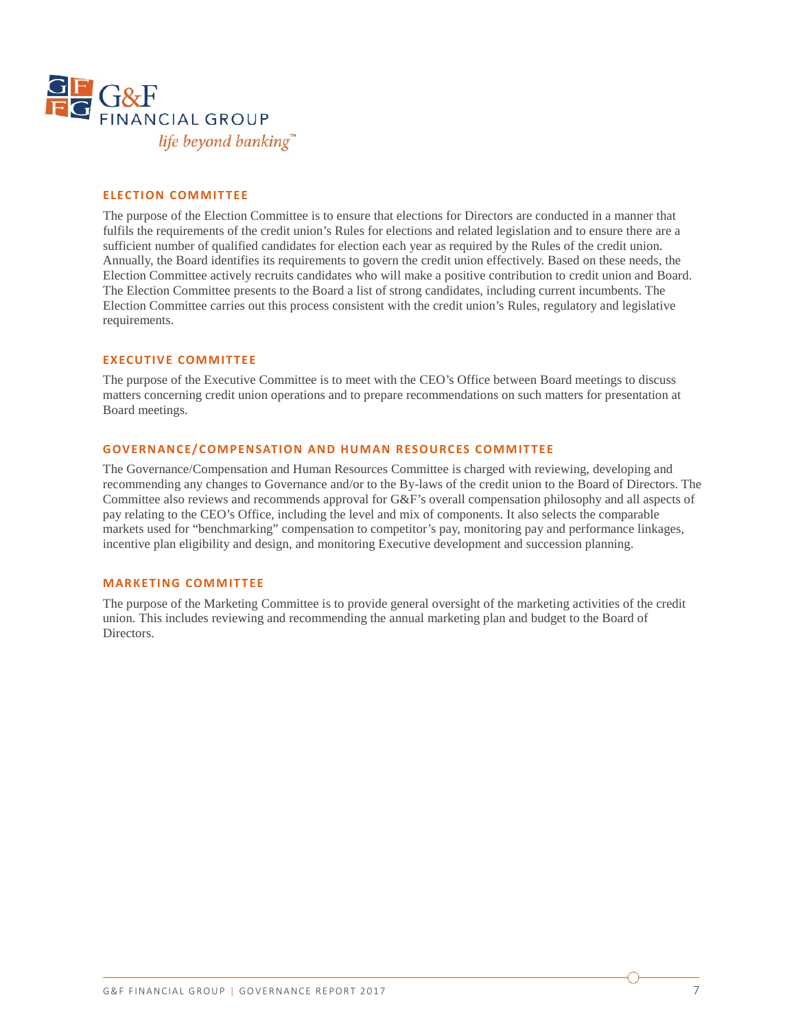## ELECTION COMMITTEE

The purpose of the Election Committee is to ensure that elections for Directors are conducted in a manner that fulfils the requirements of the credit union's Rules for elections and related legislation and to ensure there are a sufficient number of qualified candidates for election each year as required by the Rules of the credit union. Annually, the Board identifies its requirements to govern the credit union effectively. Based on these needs, the Election Committee actively recruits candidates who will make a positive contribution to credit union and Board. The Election Committee presents to the Board a list of strong candidates, including current incumbents. The Election Committee carries out this process consistent with the credit union's Rules, regulatory and legislative requirements.

## EXECUTIVE COMMITTEE

The purpose of the Executive Committee is to meet with the CEO's Office between Board meetings to discuss matters concerning credit union operations and to prepare recommendations on such matters for presentation at Board meetings.

## GOVERNANCE/COMPENSATION AND HUMAN RESOURCES COMMITTEE

The Governance/Compensation and Human Resources Committee is charged with reviewing, developing and recommending any changes to Governance and/or to the By-laws of the credit union to the Board of Directors. The Committee also reviews and recommends approval for G&F's overall compensation philosophy and all aspects of pay relating to the CEO's Office, including the level and mix of components. It also selects the comparable markets used for "benchmarking" compensation to competitor's pay, monitoring pay and performance linkages, incentive plan eligibility and design, and monitoring Executive development and succession planning.

## MARKETING COMMITTEE

The purpose of the Marketing Committee is to provide general oversight of the marketing activities of the credit union. This includes reviewing and recommending the annual marketing plan and budget to the Board of Directors.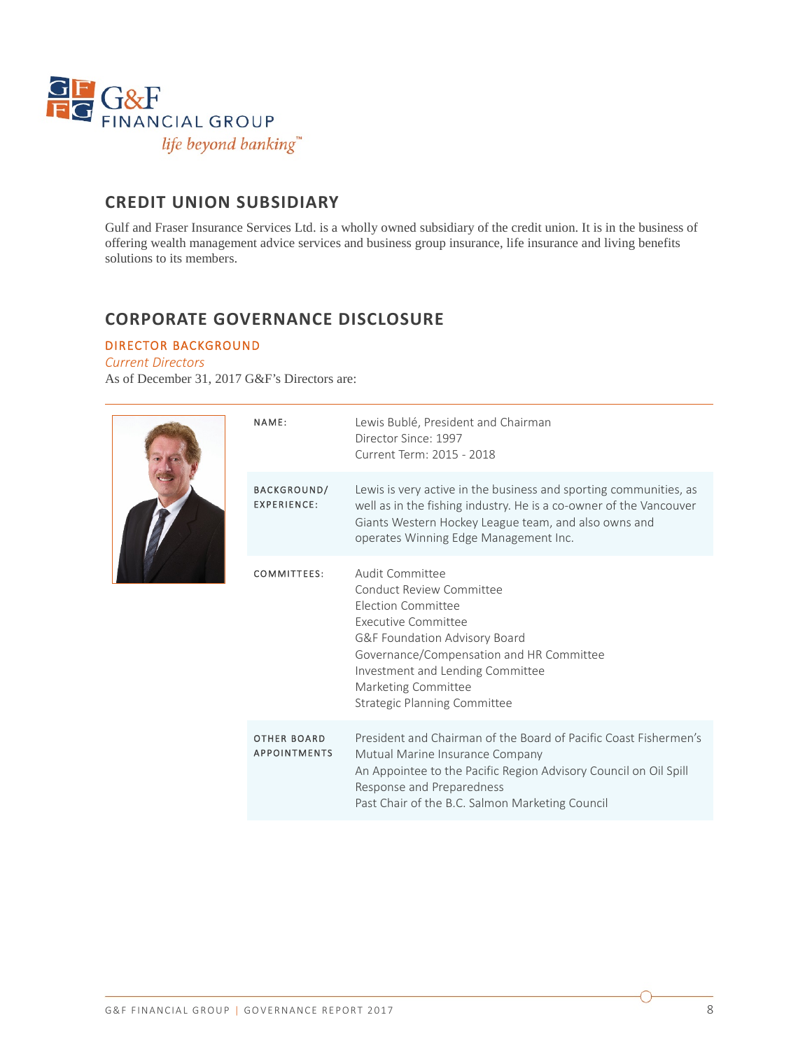## CREDIT UNION SUBSIDIARY

Gulf and Fraser Insurance Services Ltd. is a wholly owned subsidiary of the credit union. It is in the business of offering wealth management advice services and business group insurance, life insurance and living benefits solutions to its members.

## CORPORATE GOVERNANCE DISCLOSURE

### DIRECTOR BACKGROUND

*Current Directors*

As of December 31, 2017 G&F's Directors are:

| | |
|---|---|
| NAME: | Lewis Bublé, President and Chairman<br>Director Since: 1997<br>Current Term: 2015 - 2018 |
| BACKGROUND/ EXPERIENCE: | Lewis is very active in the business and sporting communities, as well as in the fishing industry. He is a co-owner of the Vancouver Giants Western Hockey League team, and also owns and operates Winning Edge Management Inc. |
| COMMITTEES: | Audit Committee<br>Conduct Review Committee<br>Election Committee<br>Executive Committee<br>G&F Foundation Advisory Board<br>Governance/Compensation and HR Committee<br>Investment and Lending Committee<br>Marketing Committee<br>Strategic Planning Committee |
| OTHER BOARD APPOINTMENTS | President and Chairman of the Board of Pacific Coast Fishermen's Mutual Marine Insurance Company<br>An Appointee to the Pacific Region Advisory Council on Oil Spill Response and Preparedness<br>Past Chair of the B.C. Salmon Marketing Council |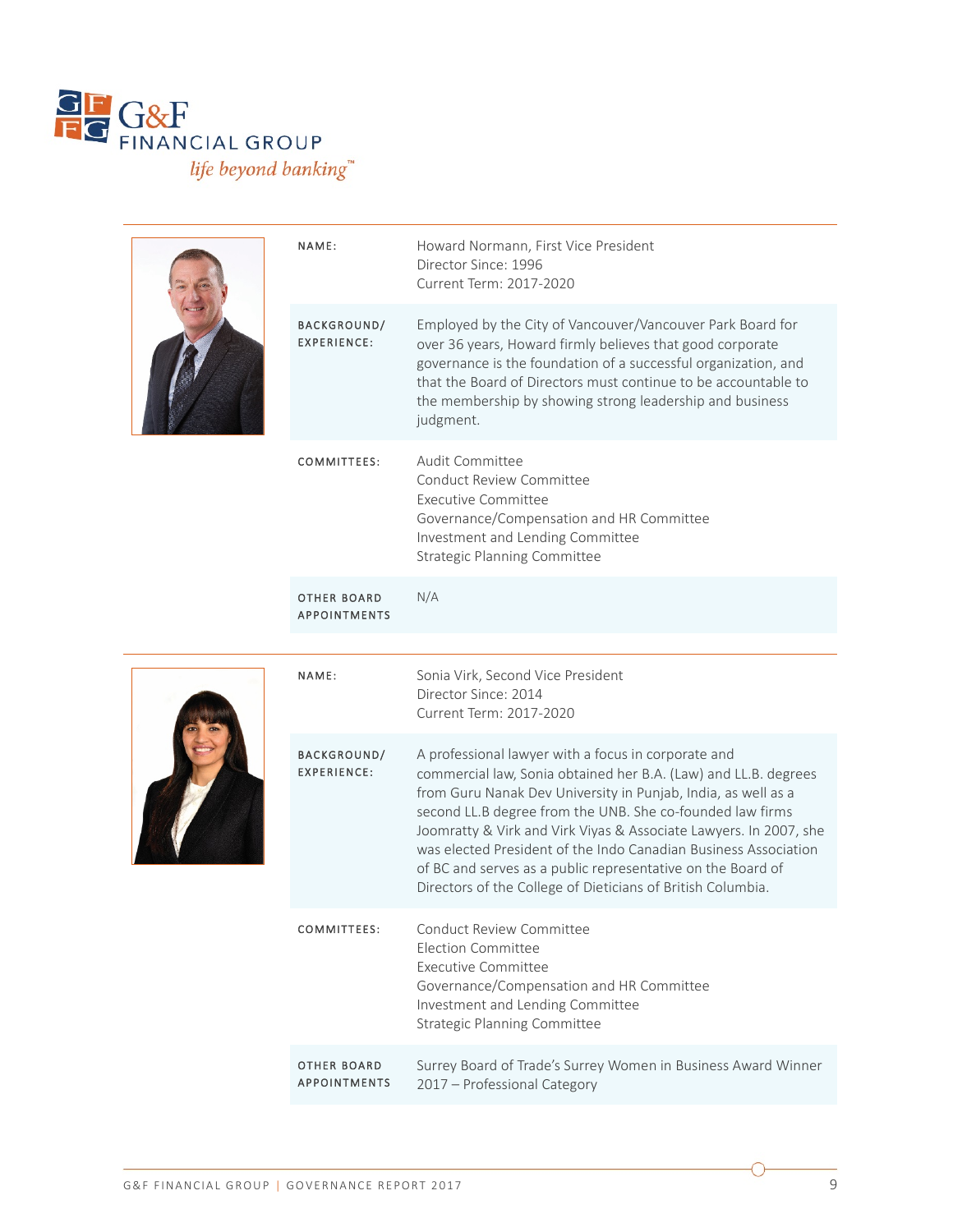| | |
|---|---|
| NAME: | Howard Normann, First Vice President<br>Director Since: 1996<br>Current Term: 2017-2020 |
| BACKGROUND/ EXPERIENCE: | Employed by the City of Vancouver/Vancouver Park Board for over 36 years, Howard firmly believes that good corporate governance is the foundation of a successful organization, and that the Board of Directors must continue to be accountable to the membership by showing strong leadership and business judgment. |
| COMMITTEES: | Audit Committee<br>Conduct Review Committee<br>Executive Committee<br>Governance/Compensation and HR Committee<br>Investment and Lending Committee<br>Strategic Planning Committee |
| OTHER BOARD APPOINTMENTS | N/A |

| | |
|---|---|
| NAME: | Sonia Virk, Second Vice President<br>Director Since: 2014<br>Current Term: 2017-2020 |
| BACKGROUND/ EXPERIENCE: | A professional lawyer with a focus in corporate and commercial law, Sonia obtained her B.A. (Law) and LL.B. degrees from Guru Nanak Dev University in Punjab, India, as well as a second LL.B degree from the UNB. She co-founded law firms Joomratty & Virk and Virk Viyas & Associate Lawyers. In 2007, she was elected President of the Indo Canadian Business Association of BC and serves as a public representative on the Board of Directors of the College of Dieticians of British Columbia. |
| COMMITTEES: | Conduct Review Committee<br>Election Committee<br>Executive Committee<br>Governance/Compensation and HR Committee<br>Investment and Lending Committee<br>Strategic Planning Committee |
| OTHER BOARD APPOINTMENTS | Surrey Board of Trade's Surrey Women in Business Award Winner 2017 – Professional Category |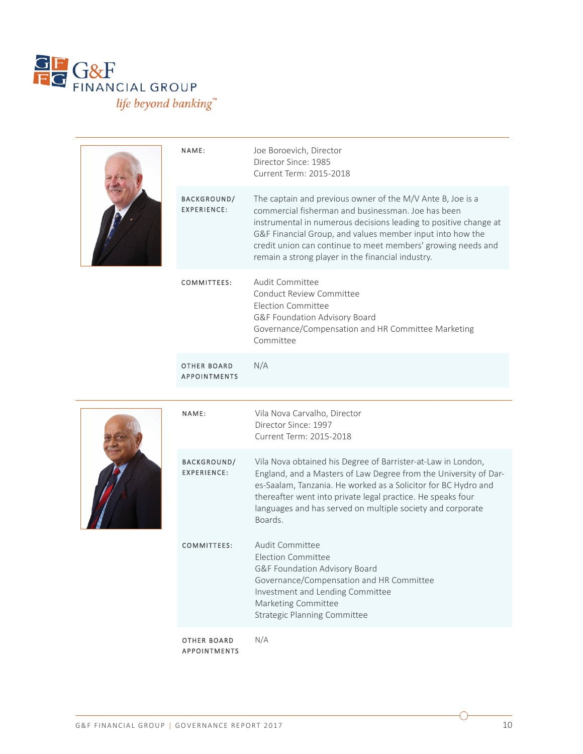| | |
|---|---|
| NAME: | Joe Boroevich, Director<br>Director Since: 1985<br>Current Term: 2015-2018 |
| BACKGROUND/ EXPERIENCE: | The captain and previous owner of the M/V Ante B, Joe is a commercial fisherman and businessman. Joe has been instrumental in numerous decisions leading to positive change at G&F Financial Group, and values member input into how the credit union can continue to meet members' growing needs and remain a strong player in the financial industry. |
| COMMITTEES: | Audit Committee<br>Conduct Review Committee<br>Election Committee<br>G&F Foundation Advisory Board<br>Governance/Compensation and HR Committee Marketing Committee |
| OTHER BOARD APPOINTMENTS | N/A |

| | |
|---|---|
| NAME: | Vila Nova Carvalho, Director<br>Director Since: 1997<br>Current Term: 2015-2018 |
| BACKGROUND/ EXPERIENCE: | Vila Nova obtained his Degree of Barrister-at-Law in London, England, and a Masters of Law Degree from the University of Dar-es-Saalam, Tanzania. He worked as a Solicitor for BC Hydro and thereafter went into private legal practice. He speaks four languages and has served on multiple society and corporate Boards. |
| COMMITTEES: | Audit Committee<br>Election Committee<br>G&F Foundation Advisory Board<br>Governance/Compensation and HR Committee<br>Investment and Lending Committee<br>Marketing Committee<br>Strategic Planning Committee |
| OTHER BOARD APPOINTMENTS | N/A |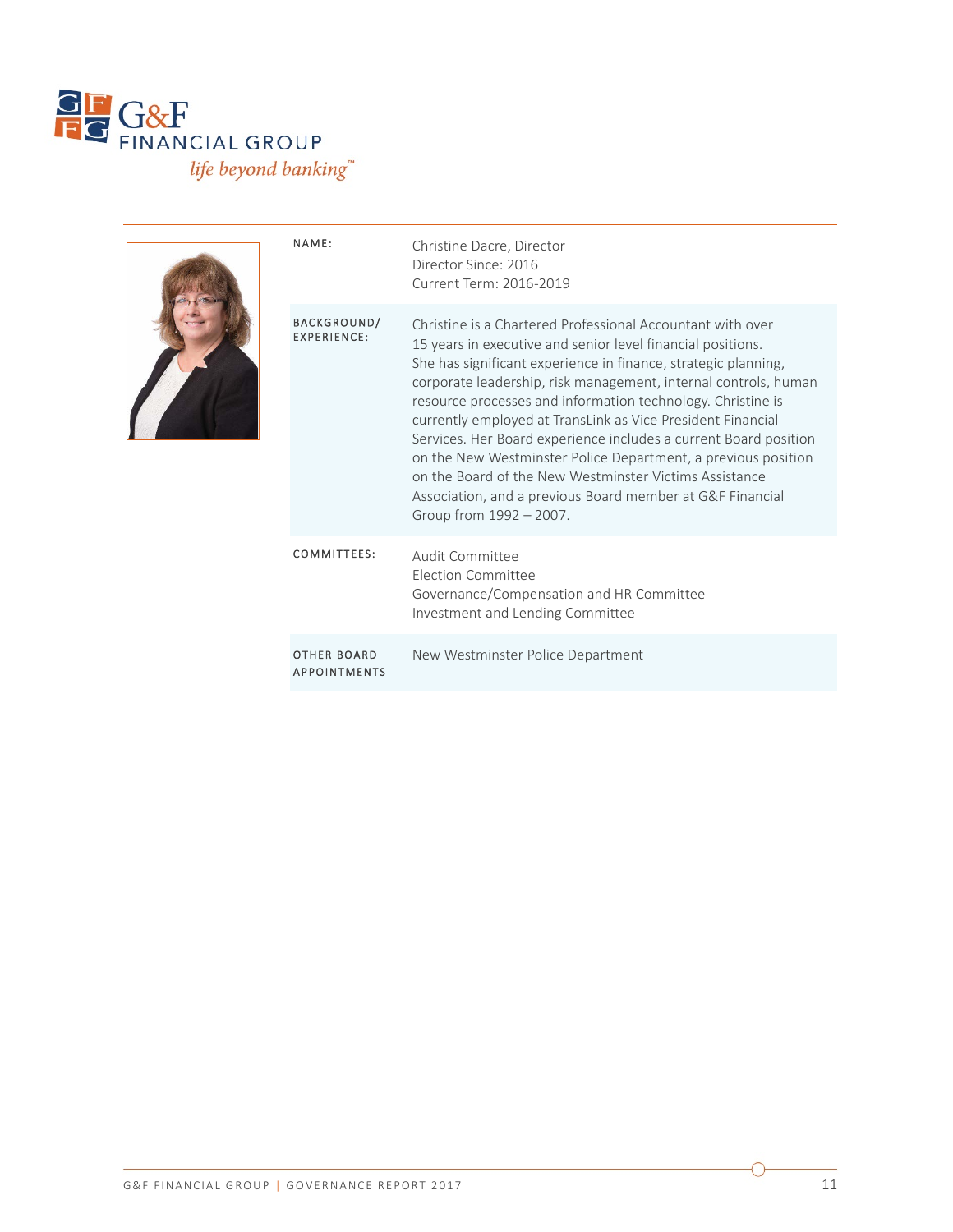| | |
|---|---|
| **NAME:** | Christine Dacre, Director<br>Director Since: 2016<br>Current Term: 2016-2019 |
| **BACKGROUND/ EXPERIENCE:** | Christine is a Chartered Professional Accountant with over 15 years in executive and senior level financial positions. She has significant experience in finance, strategic planning, corporate leadership, risk management, internal controls, human resource processes and information technology. Christine is currently employed at TransLink as Vice President Financial Services. Her Board experience includes a current Board position on the New Westminster Police Department, a previous position on the Board of the New Westminster Victims Assistance Association, and a previous Board member at G&F Financial Group from 1992 – 2007. |
| **COMMITTEES:** | Audit Committee<br>Election Committee<br>Governance/Compensation and HR Committee<br>Investment and Lending Committee |
| **OTHER BOARD APPOINTMENTS** | New Westminster Police Department |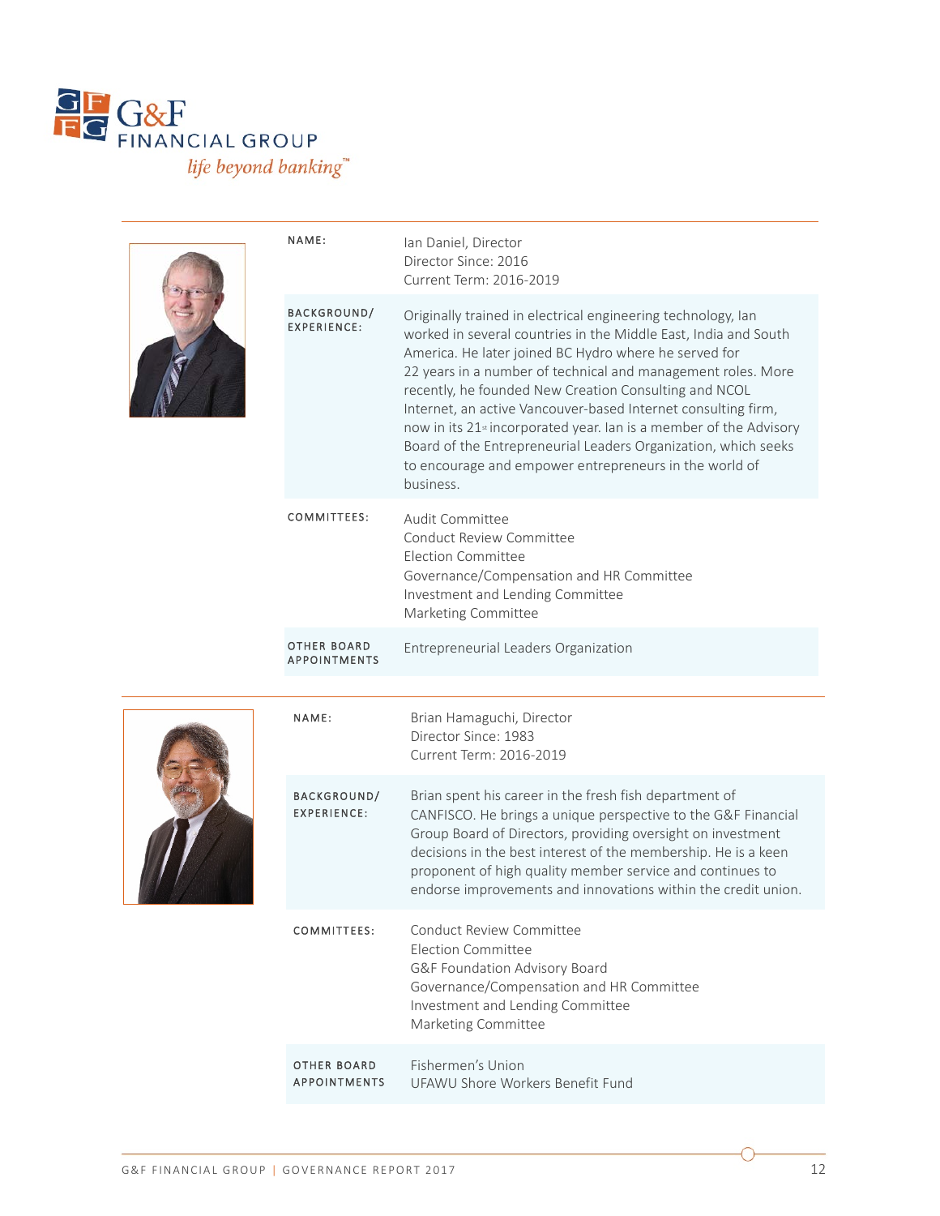| NAME: | Ian Daniel, Director<br>Director Since: 2016<br>Current Term: 2016-2019 |
|---|---|
| BACKGROUND/ EXPERIENCE: | Originally trained in electrical engineering technology, Ian worked in several countries in the Middle East, India and South America. He later joined BC Hydro where he served for 22 years in a number of technical and management roles. More recently, he founded New Creation Consulting and NCOL Internet, an active Vancouver-based Internet consulting firm, now in its 21st incorporated year. Ian is a member of the Advisory Board of the Entrepreneurial Leaders Organization, which seeks to encourage and empower entrepreneurs in the world of business. |
| COMMITTEES: | Audit Committee<br>Conduct Review Committee<br>Election Committee<br>Governance/Compensation and HR Committee<br>Investment and Lending Committee<br>Marketing Committee |
| OTHER BOARD APPOINTMENTS | Entrepreneurial Leaders Organization |

| NAME: | Brian Hamaguchi, Director<br>Director Since: 1983<br>Current Term: 2016-2019 |
|---|---|
| BACKGROUND/ EXPERIENCE: | Brian spent his career in the fresh fish department of CANFISCO. He brings a unique perspective to the G&F Financial Group Board of Directors, providing oversight on investment decisions in the best interest of the membership. He is a keen proponent of high quality member service and continues to endorse improvements and innovations within the credit union. |
| COMMITTEES: | Conduct Review Committee<br>Election Committee<br>G&F Foundation Advisory Board<br>Governance/Compensation and HR Committee<br>Investment and Lending Committee<br>Marketing Committee |
| OTHER BOARD APPOINTMENTS | Fishermen's Union<br>UFAWU Shore Workers Benefit Fund |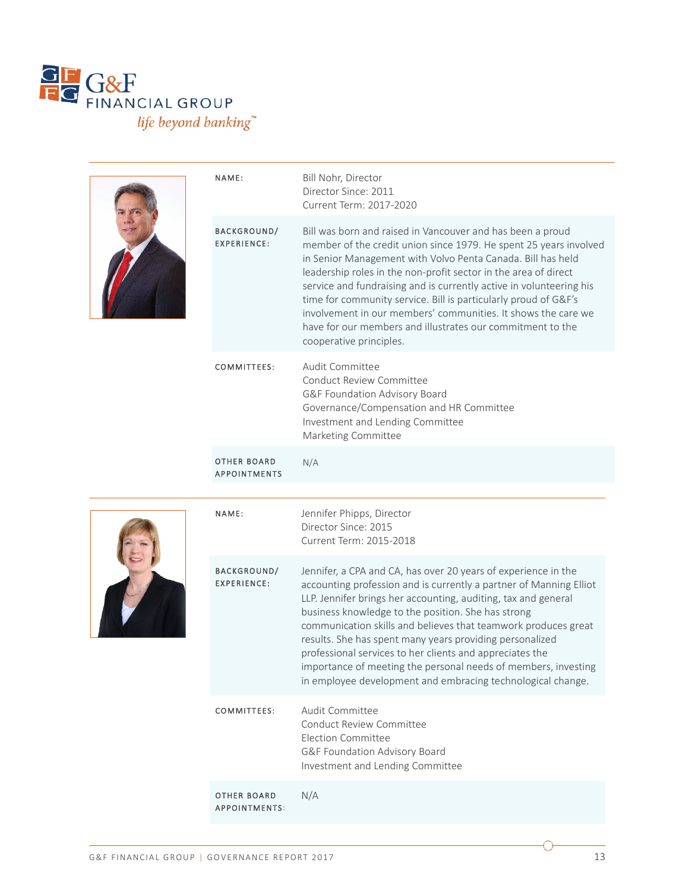G&F FINANCIAL GROUP
*life beyond banking™*

| | |
|---|---|
| NAME: | Bill Nohr, Director<br>Director Since: 2011<br>Current Term: 2017-2020 |
| BACKGROUND/ EXPERIENCE: | Bill was born and raised in Vancouver and has been a proud member of the credit union since 1979. He spent 25 years involved in Senior Management with Volvo Penta Canada. Bill has held leadership roles in the non-profit sector in the area of direct service and fundraising and is currently active in volunteering his time for community service. Bill is particularly proud of G&F's involvement in our members' communities. It shows the care we have for our members and illustrates our commitment to the cooperative principles. |
| COMMITTEES: | Audit Committee<br>Conduct Review Committee<br>G&F Foundation Advisory Board<br>Governance/Compensation and HR Committee<br>Investment and Lending Committee<br>Marketing Committee |
| OTHER BOARD APPOINTMENTS | N/A |

| | |
|---|---|
| NAME: | Jennifer Phipps, Director<br>Director Since: 2015<br>Current Term: 2015-2018 |
| BACKGROUND/ EXPERIENCE: | Jennifer, a CPA and CA, has over 20 years of experience in the accounting profession and is currently a partner of Manning Elliot LLP. Jennifer brings her accounting, auditing, tax and general business knowledge to the position. She has strong communication skills and believes that teamwork produces great results. She has spent many years providing personalized professional services to her clients and appreciates the importance of meeting the personal needs of members, investing in employee development and embracing technological change. |
| COMMITTEES: | Audit Committee<br>Conduct Review Committee<br>Election Committee<br>G&F Foundation Advisory Board<br>Investment and Lending Committee |
| OTHER BOARD APPOINTMENTS: | N/A |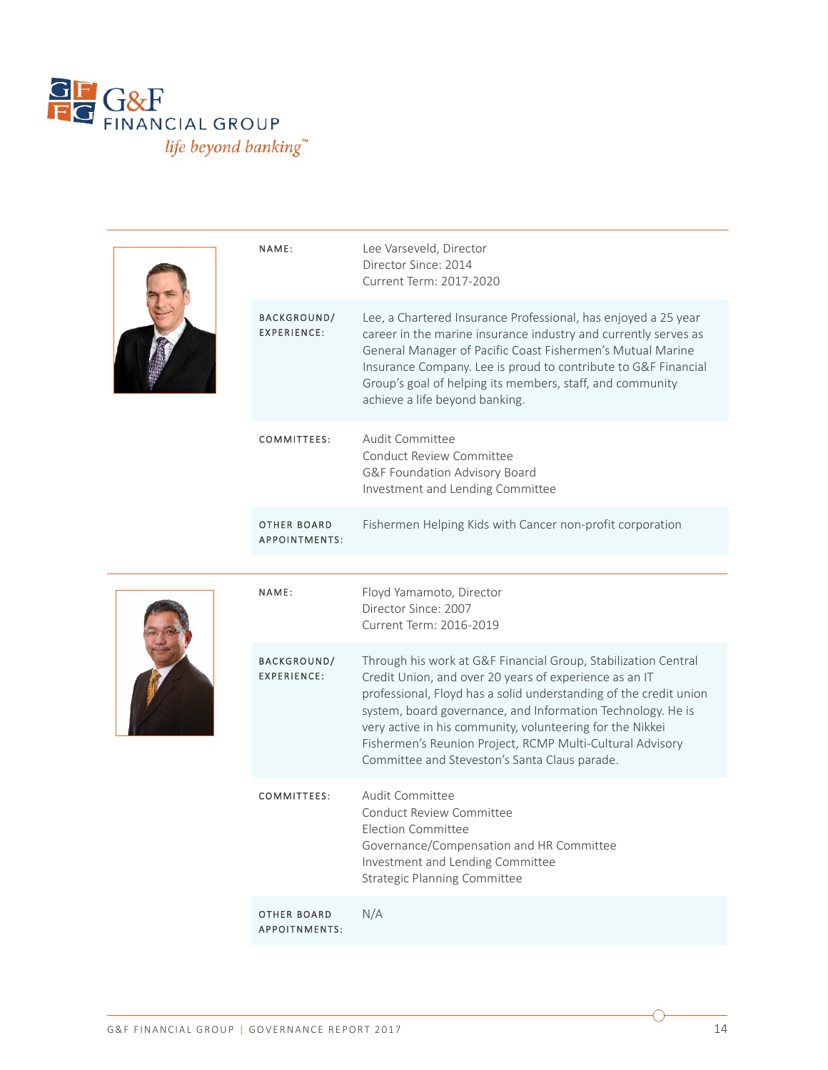| NAME: | Lee Varseveld, Director<br>Director Since: 2014<br>Current Term: 2017-2020 |
|---|---|
| BACKGROUND/ EXPERIENCE: | Lee, a Chartered Insurance Professional, has enjoyed a 25 year career in the marine insurance industry and currently serves as General Manager of Pacific Coast Fishermen's Mutual Marine Insurance Company. Lee is proud to contribute to G&F Financial Group's goal of helping its members, staff, and community achieve a life beyond banking. |
| COMMITTEES: | Audit Committee<br>Conduct Review Committee<br>G&F Foundation Advisory Board<br>Investment and Lending Committee |
| OTHER BOARD APPOINTMENTS: | Fishermen Helping Kids with Cancer non-profit corporation |

| NAME: | Floyd Yamamoto, Director<br>Director Since: 2007<br>Current Term: 2016-2019 |
|---|---|
| BACKGROUND/ EXPERIENCE: | Through his work at G&F Financial Group, Stabilization Central Credit Union, and over 20 years of experience as an IT professional, Floyd has a solid understanding of the credit union system, board governance, and Information Technology. He is very active in his community, volunteering for the Nikkei Fishermen's Reunion Project, RCMP Multi-Cultural Advisory Committee and Steveston's Santa Claus parade. |
| COMMITTEES: | Audit Committee<br>Conduct Review Committee<br>Election Committee<br>Governance/Compensation and HR Committee<br>Investment and Lending Committee<br>Strategic Planning Committee |
| OTHER BOARD APPOINTMENTS: | N/A |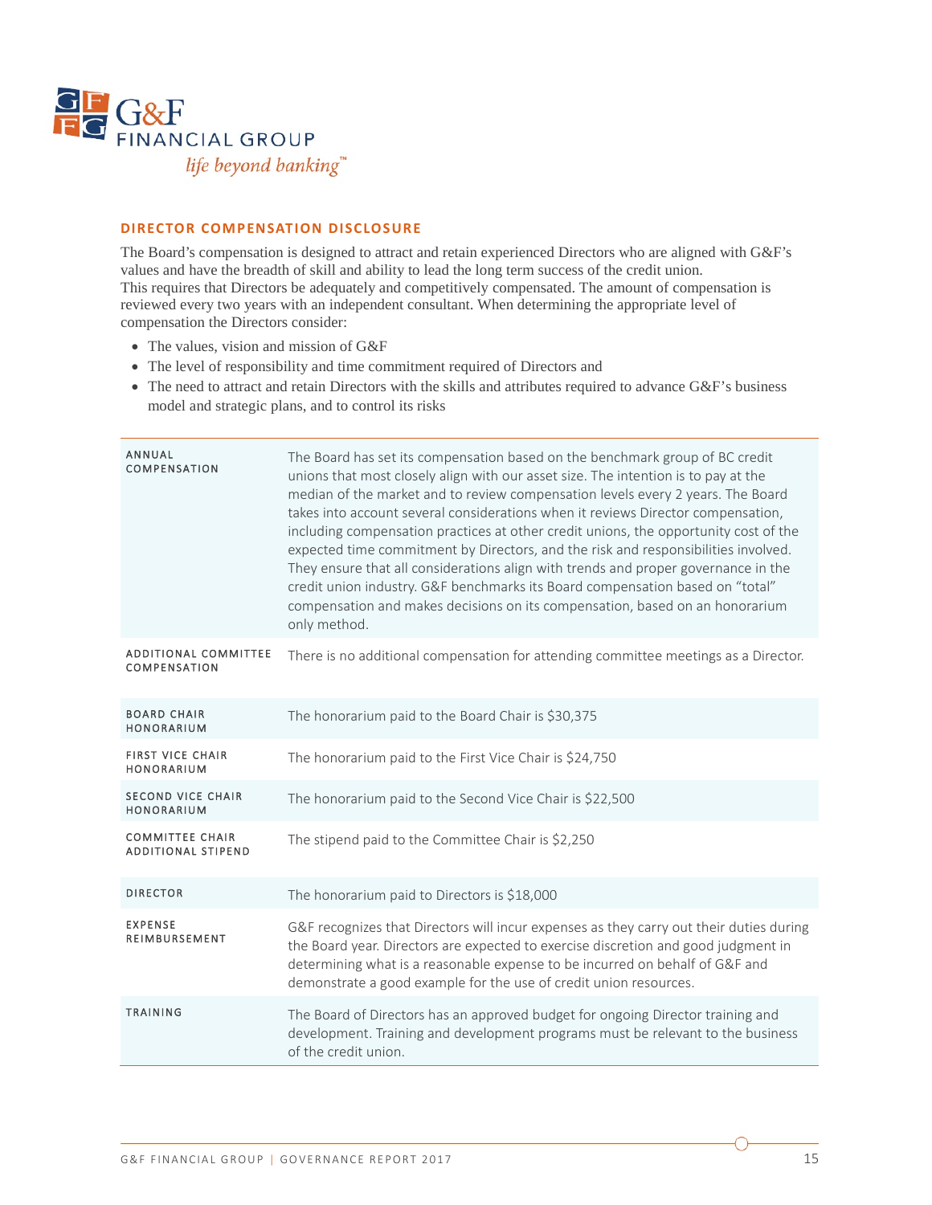## DIRECTOR COMPENSATION DISCLOSURE

The Board's compensation is designed to attract and retain experienced Directors who are aligned with G&F's values and have the breadth of skill and ability to lead the long term success of the credit union. This requires that Directors be adequately and competitively compensated. The amount of compensation is reviewed every two years with an independent consultant. When determining the appropriate level of compensation the Directors consider:

- The values, vision and mission of G&F
- The level of responsibility and time commitment required of Directors and
- The need to attract and retain Directors with the skills and attributes required to advance G&F's business model and strategic plans, and to control its risks

| | |
|---|---|
| ANNUAL COMPENSATION | The Board has set its compensation based on the benchmark group of BC credit unions that most closely align with our asset size. The intention is to pay at the median of the market and to review compensation levels every 2 years. The Board takes into account several considerations when it reviews Director compensation, including compensation practices at other credit unions, the opportunity cost of the expected time commitment by Directors, and the risk and responsibilities involved. They ensure that all considerations align with trends and proper governance in the credit union industry. G&F benchmarks its Board compensation based on "total" compensation and makes decisions on its compensation, based on an honorarium only method. |
| ADDITIONAL COMMITTEE COMPENSATION | There is no additional compensation for attending committee meetings as a Director. |
| BOARD CHAIR HONORARIUM | The honorarium paid to the Board Chair is $30,375 |
| FIRST VICE CHAIR HONORARIUM | The honorarium paid to the First Vice Chair is $24,750 |
| SECOND VICE CHAIR HONORARIUM | The honorarium paid to the Second Vice Chair is $22,500 |
| COMMITTEE CHAIR ADDITIONAL STIPEND | The stipend paid to the Committee Chair is $2,250 |
| DIRECTOR | The honorarium paid to Directors is $18,000 |
| EXPENSE REIMBURSEMENT | G&F recognizes that Directors will incur expenses as they carry out their duties during the Board year. Directors are expected to exercise discretion and good judgment in determining what is a reasonable expense to be incurred on behalf of G&F and demonstrate a good example for the use of credit union resources. |
| TRAINING | The Board of Directors has an approved budget for ongoing Director training and development. Training and development programs must be relevant to the business of the credit union. |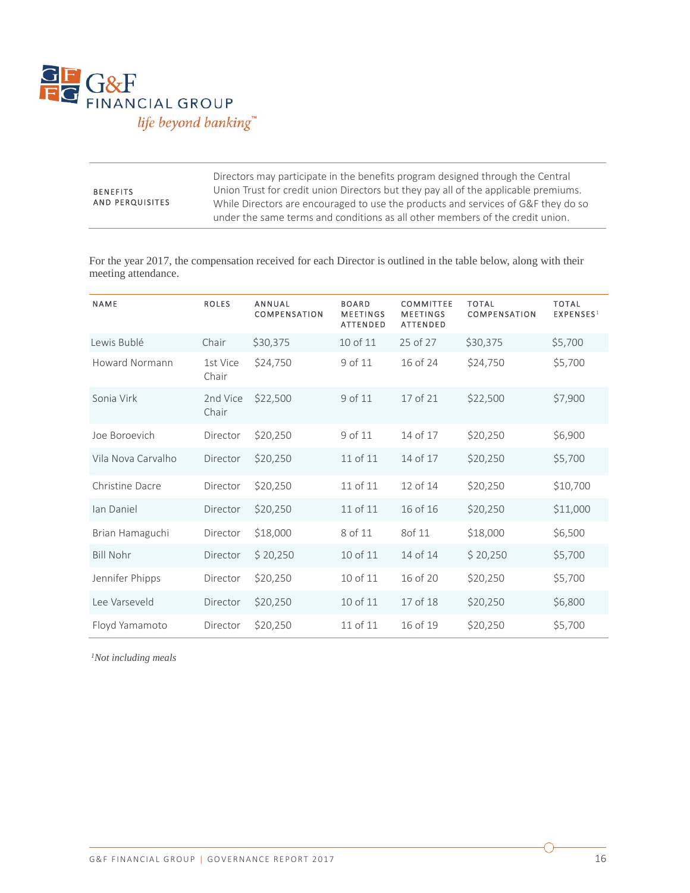| BENEFITS AND PERQUISITES | Directors may participate in the benefits program designed through the Central Union Trust for credit union Directors but they pay all of the applicable premiums. While Directors are encouraged to use the products and services of G&F they do so under the same terms and conditions as all other members of the credit union. |
|---|---|

For the year 2017, the compensation received for each Director is outlined in the table below, along with their meeting attendance.

| NAME | ROLES | ANNUAL COMPENSATION | BOARD MEETINGS ATTENDED | COMMITTEE MEETINGS ATTENDED | TOTAL COMPENSATION | TOTAL EXPENSES[1] |
|---|---|---|---|---|---|---|
| Lewis Bublé | Chair | $30,375 | 10 of 11 | 25 of 27 | $30,375 | $5,700 |
| Howard Normann | 1st Vice Chair | $24,750 | 9 of 11 | 16 of 24 | $24,750 | $5,700 |
| Sonia Virk | 2nd Vice Chair | $22,500 | 9 of 11 | 17 of 21 | $22,500 | $7,900 |
| Joe Boroevich | Director | $20,250 | 9 of 11 | 14 of 17 | $20,250 | $6,900 |
| Vila Nova Carvalho | Director | $20,250 | 11 of 11 | 14 of 17 | $20,250 | $5,700 |
| Christine Dacre | Director | $20,250 | 11 of 11 | 12 of 14 | $20,250 | $10,700 |
| Ian Daniel | Director | $20,250 | 11 of 11 | 16 of 16 | $20,250 | $11,000 |
| Brian Hamaguchi | Director | $18,000 | 8 of 11 | 8of 11 | $18,000 | $6,500 |
| Bill Nohr | Director | $ 20,250 | 10 of 11 | 14 of 14 | $ 20,250 | $5,700 |
| Jennifer Phipps | Director | $20,250 | 10 of 11 | 16 of 20 | $20,250 | $5,700 |
| Lee Varseveld | Director | $20,250 | 10 of 11 | 17 of 18 | $20,250 | $6,800 |
| Floyd Yamamoto | Director | $20,250 | 11 of 11 | 16 of 19 | $20,250 | $5,700 |

*[1]Not including meals*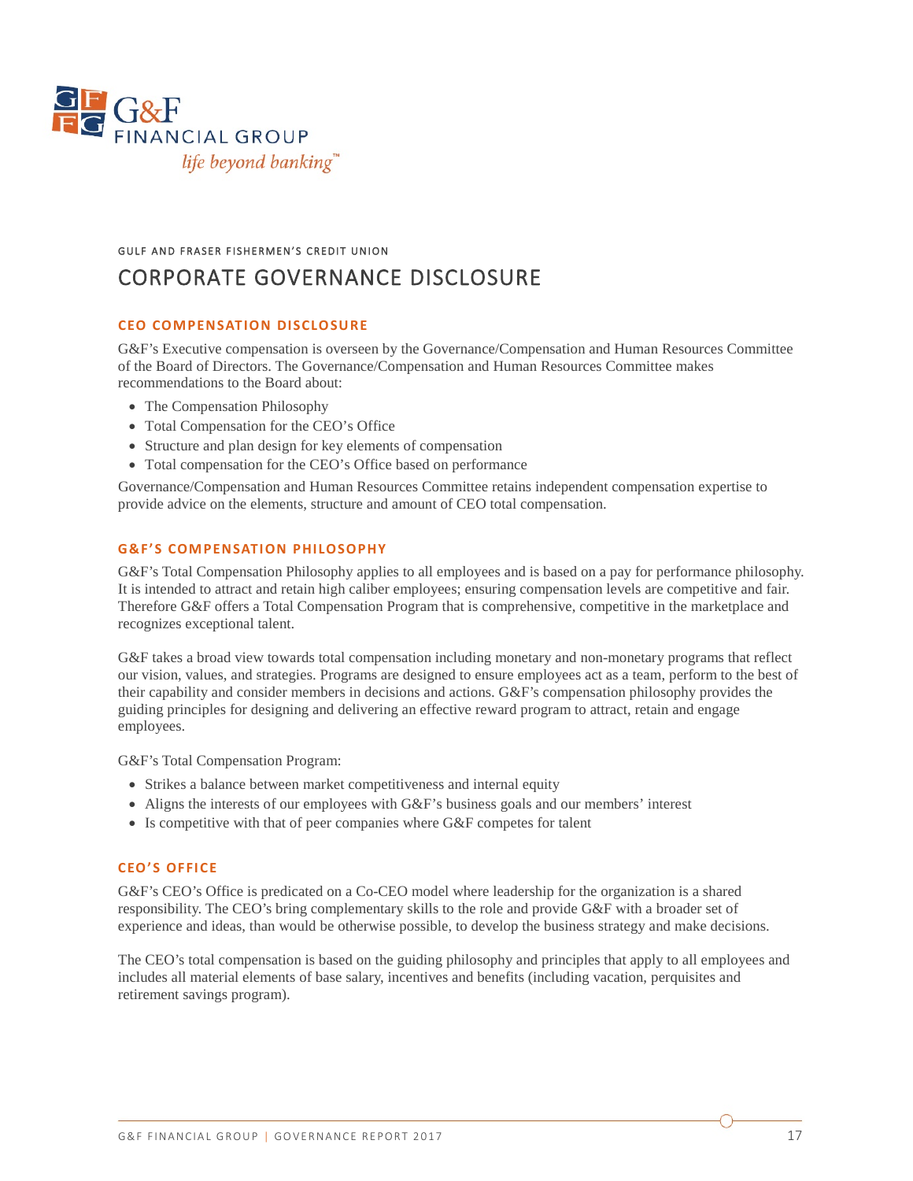G&F FINANCIAL GROUP

*life beyond banking™*

GULF AND FRASER FISHERMEN'S CREDIT UNION

# CORPORATE GOVERNANCE DISCLOSURE

## CEO COMPENSATION DISCLOSURE

G&F's Executive compensation is overseen by the Governance/Compensation and Human Resources Committee of the Board of Directors. The Governance/Compensation and Human Resources Committee makes recommendations to the Board about:

- The Compensation Philosophy
- Total Compensation for the CEO's Office
- Structure and plan design for key elements of compensation
- Total compensation for the CEO's Office based on performance

Governance/Compensation and Human Resources Committee retains independent compensation expertise to provide advice on the elements, structure and amount of CEO total compensation.

## G&F'S COMPENSATION PHILOSOPHY

G&F's Total Compensation Philosophy applies to all employees and is based on a pay for performance philosophy. It is intended to attract and retain high caliber employees; ensuring compensation levels are competitive and fair. Therefore G&F offers a Total Compensation Program that is comprehensive, competitive in the marketplace and recognizes exceptional talent.

G&F takes a broad view towards total compensation including monetary and non-monetary programs that reflect our vision, values, and strategies. Programs are designed to ensure employees act as a team, perform to the best of their capability and consider members in decisions and actions. G&F's compensation philosophy provides the guiding principles for designing and delivering an effective reward program to attract, retain and engage employees.

G&F's Total Compensation Program:

- Strikes a balance between market competitiveness and internal equity
- Aligns the interests of our employees with G&F's business goals and our members' interest
- Is competitive with that of peer companies where G&F competes for talent

## CEO'S OFFICE

G&F's CEO's Office is predicated on a Co-CEO model where leadership for the organization is a shared responsibility. The CEO's bring complementary skills to the role and provide G&F with a broader set of experience and ideas, than would be otherwise possible, to develop the business strategy and make decisions.

The CEO's total compensation is based on the guiding philosophy and principles that apply to all employees and includes all material elements of base salary, incentives and benefits (including vacation, perquisites and retirement savings program).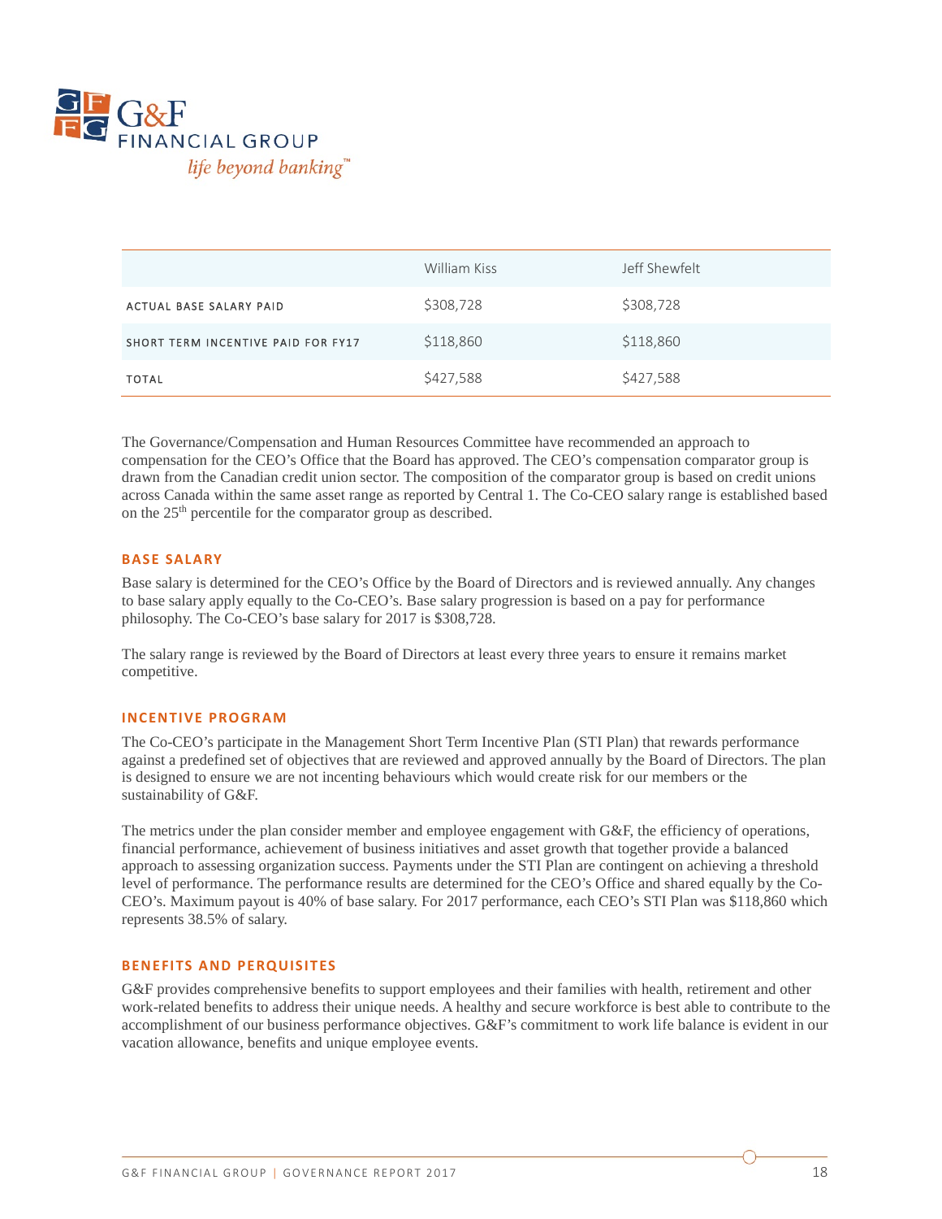| | William Kiss | Jeff Shewfelt |
|---|---|---|
| ACTUAL BASE SALARY PAID | $308,728 | $308,728 |
| SHORT TERM INCENTIVE PAID FOR FY17 | $118,860 | $118,860 |
| TOTAL | $427,588 | $427,588 |

The Governance/Compensation and Human Resources Committee have recommended an approach to compensation for the CEO's Office that the Board has approved. The CEO's compensation comparator group is drawn from the Canadian credit union sector. The composition of the comparator group is based on credit unions across Canada within the same asset range as reported by Central 1. The Co-CEO salary range is established based on the 25th percentile for the comparator group as described.

### BASE SALARY

Base salary is determined for the CEO's Office by the Board of Directors and is reviewed annually. Any changes to base salary apply equally to the Co-CEO's. Base salary progression is based on a pay for performance philosophy. The Co-CEO's base salary for 2017 is $308,728.

The salary range is reviewed by the Board of Directors at least every three years to ensure it remains market competitive.

### INCENTIVE PROGRAM

The Co-CEO's participate in the Management Short Term Incentive Plan (STI Plan) that rewards performance against a predefined set of objectives that are reviewed and approved annually by the Board of Directors. The plan is designed to ensure we are not incenting behaviours which would create risk for our members or the sustainability of G&F.

The metrics under the plan consider member and employee engagement with G&F, the efficiency of operations, financial performance, achievement of business initiatives and asset growth that together provide a balanced approach to assessing organization success. Payments under the STI Plan are contingent on achieving a threshold level of performance. The performance results are determined for the CEO's Office and shared equally by the Co-CEO's. Maximum payout is 40% of base salary. For 2017 performance, each CEO's STI Plan was $118,860 which represents 38.5% of salary.

### BENEFITS AND PERQUISITES

G&F provides comprehensive benefits to support employees and their families with health, retirement and other work-related benefits to address their unique needs. A healthy and secure workforce is best able to contribute to the accomplishment of our business performance objectives. G&F's commitment to work life balance is evident in our vacation allowance, benefits and unique employee events.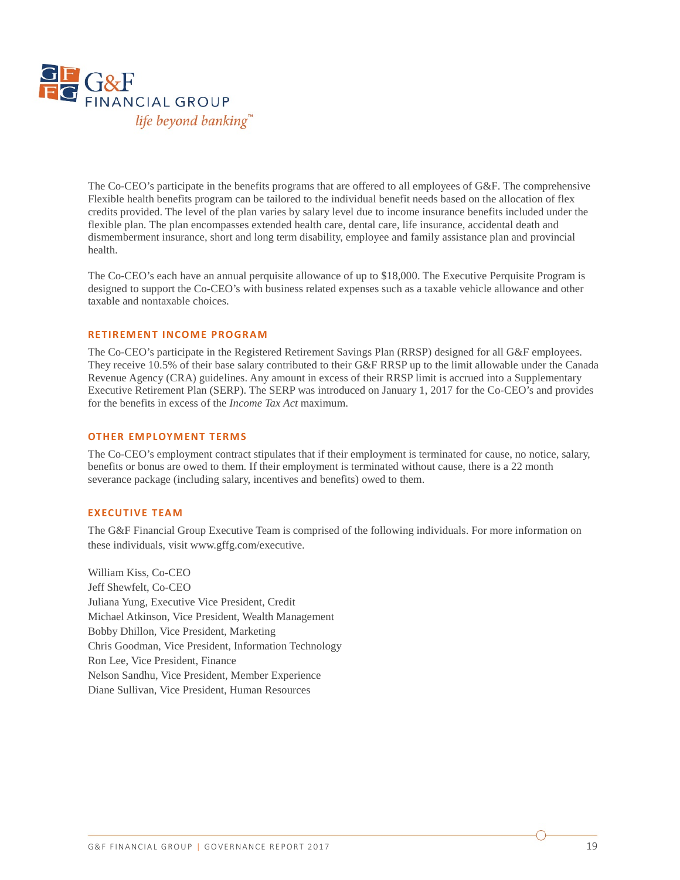The Co-CEO's participate in the benefits programs that are offered to all employees of G&F. The comprehensive Flexible health benefits program can be tailored to the individual benefit needs based on the allocation of flex credits provided. The level of the plan varies by salary level due to income insurance benefits included under the flexible plan. The plan encompasses extended health care, dental care, life insurance, accidental death and dismemberment insurance, short and long term disability, employee and family assistance plan and provincial health.

The Co-CEO's each have an annual perquisite allowance of up to $18,000. The Executive Perquisite Program is designed to support the Co-CEO's with business related expenses such as a taxable vehicle allowance and other taxable and nontaxable choices.

## RETIREMENT INCOME PROGRAM

The Co-CEO's participate in the Registered Retirement Savings Plan (RRSP) designed for all G&F employees. They receive 10.5% of their base salary contributed to their G&F RRSP up to the limit allowable under the Canada Revenue Agency (CRA) guidelines. Any amount in excess of their RRSP limit is accrued into a Supplementary Executive Retirement Plan (SERP). The SERP was introduced on January 1, 2017 for the Co-CEO's and provides for the benefits in excess of the *Income Tax Act* maximum.

## OTHER EMPLOYMENT TERMS

The Co-CEO's employment contract stipulates that if their employment is terminated for cause, no notice, salary, benefits or bonus are owed to them. If their employment is terminated without cause, there is a 22 month severance package (including salary, incentives and benefits) owed to them.

## EXECUTIVE TEAM

The G&F Financial Group Executive Team is comprised of the following individuals. For more information on these individuals, visit www.gffg.com/executive.

William Kiss, Co-CEO
Jeff Shewfelt, Co-CEO
Juliana Yung, Executive Vice President, Credit
Michael Atkinson, Vice President, Wealth Management
Bobby Dhillon, Vice President, Marketing
Chris Goodman, Vice President, Information Technology
Ron Lee, Vice President, Finance
Nelson Sandhu, Vice President, Member Experience
Diane Sullivan, Vice President, Human Resources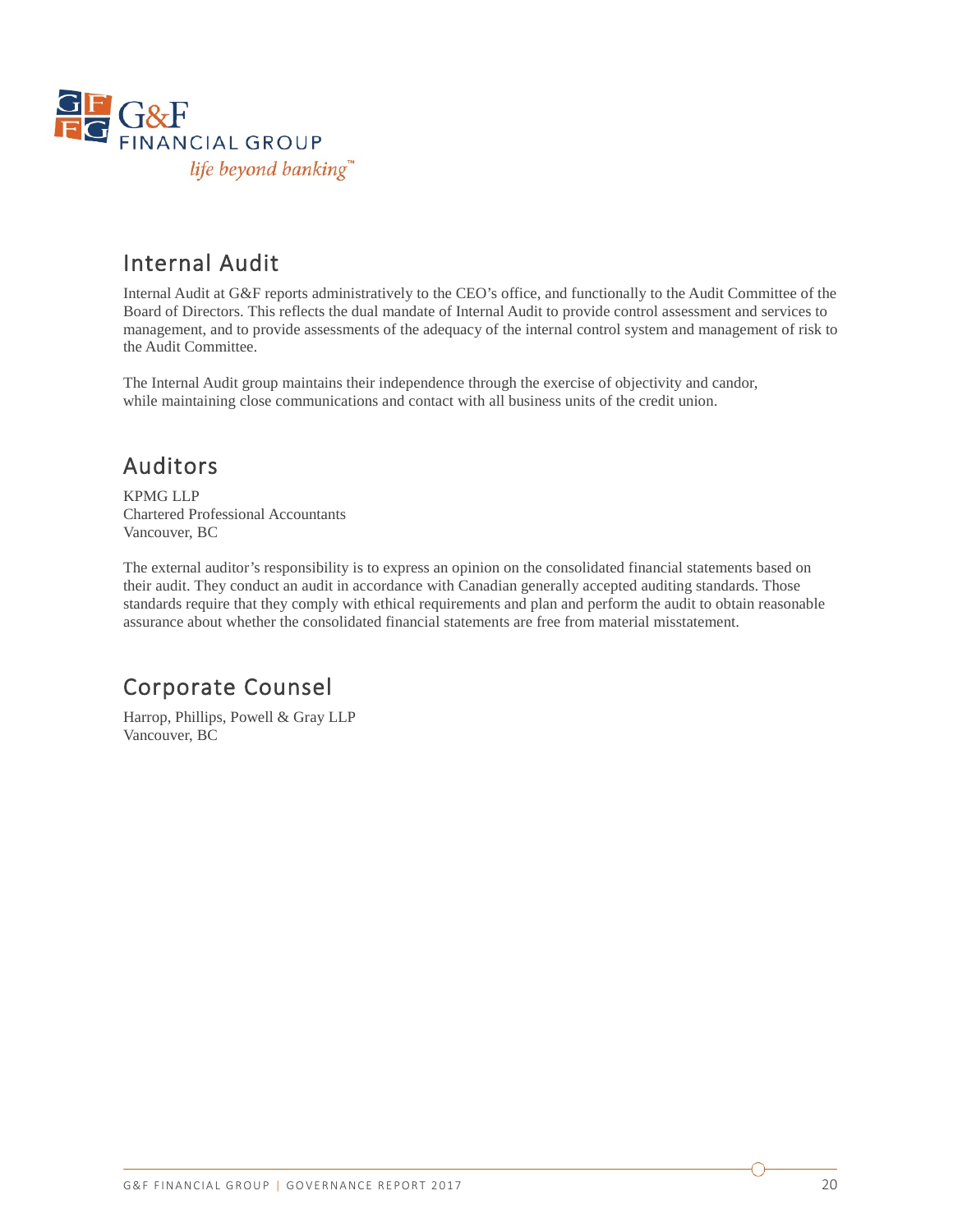## Internal Audit

Internal Audit at G&F reports administratively to the CEO's office, and functionally to the Audit Committee of the Board of Directors. This reflects the dual mandate of Internal Audit to provide control assessment and services to management, and to provide assessments of the adequacy of the internal control system and management of risk to the Audit Committee.

The Internal Audit group maintains their independence through the exercise of objectivity and candor, while maintaining close communications and contact with all business units of the credit union.

## Auditors

KPMG LLP
Chartered Professional Accountants
Vancouver, BC

The external auditor's responsibility is to express an opinion on the consolidated financial statements based on their audit. They conduct an audit in accordance with Canadian generally accepted auditing standards. Those standards require that they comply with ethical requirements and plan and perform the audit to obtain reasonable assurance about whether the consolidated financial statements are free from material misstatement.

## Corporate Counsel

Harrop, Phillips, Powell & Gray LLP
Vancouver, BC